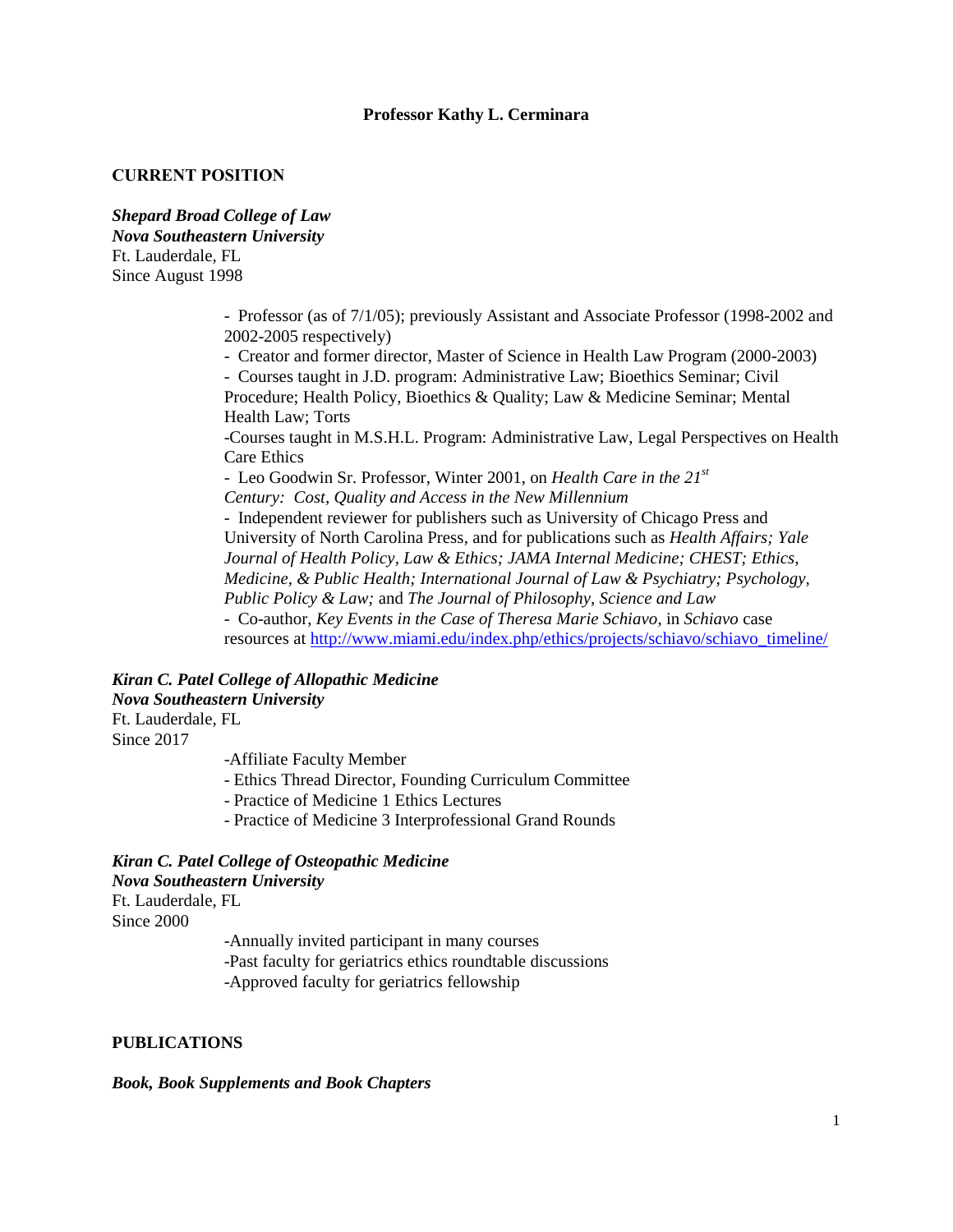# Professor Kathy L. Cerminara

## CURRENT POSITION

***Shepard Broad College of Law***
***Nova Southeastern University***
Ft. Lauderdale, FL
Since August 1998

- Professor (as of 7/1/05); previously Assistant and Associate Professor (1998-2002 and 2002-2005 respectively)
- Creator and former director, Master of Science in Health Law Program (2000-2003)
- Courses taught in J.D. program: Administrative Law; Bioethics Seminar; Civil Procedure; Health Policy, Bioethics & Quality; Law & Medicine Seminar; Mental Health Law; Torts
- Courses taught in M.S.H.L. Program: Administrative Law, Legal Perspectives on Health Care Ethics
- Leo Goodwin Sr. Professor, Winter 2001, on *Health Care in the 21st Century: Cost, Quality and Access in the New Millennium*
- Independent reviewer for publishers such as University of Chicago Press and University of North Carolina Press, and for publications such as *Health Affairs; Yale Journal of Health Policy, Law & Ethics; JAMA Internal Medicine; CHEST; Ethics, Medicine, & Public Health; International Journal of Law & Psychiatry; Psychology, Public Policy & Law;* and *The Journal of Philosophy, Science and Law*
- Co-author, *Key Events in the Case of Theresa Marie Schiavo*, in *Schiavo* case resources at http://www.miami.edu/index.php/ethics/projects/schiavo/schiavo_timeline/

***Kiran C. Patel College of Allopathic Medicine***
***Nova Southeastern University***
Ft. Lauderdale, FL
Since 2017

- Affiliate Faculty Member
- Ethics Thread Director, Founding Curriculum Committee
- Practice of Medicine 1 Ethics Lectures
- Practice of Medicine 3 Interprofessional Grand Rounds

***Kiran C. Patel College of Osteopathic Medicine***
***Nova Southeastern University***
Ft. Lauderdale, FL
Since 2000

- Annually invited participant in many courses
- Past faculty for geriatrics ethics roundtable discussions
- Approved faculty for geriatrics fellowship

## PUBLICATIONS

### *Book, Book Supplements and Book Chapters*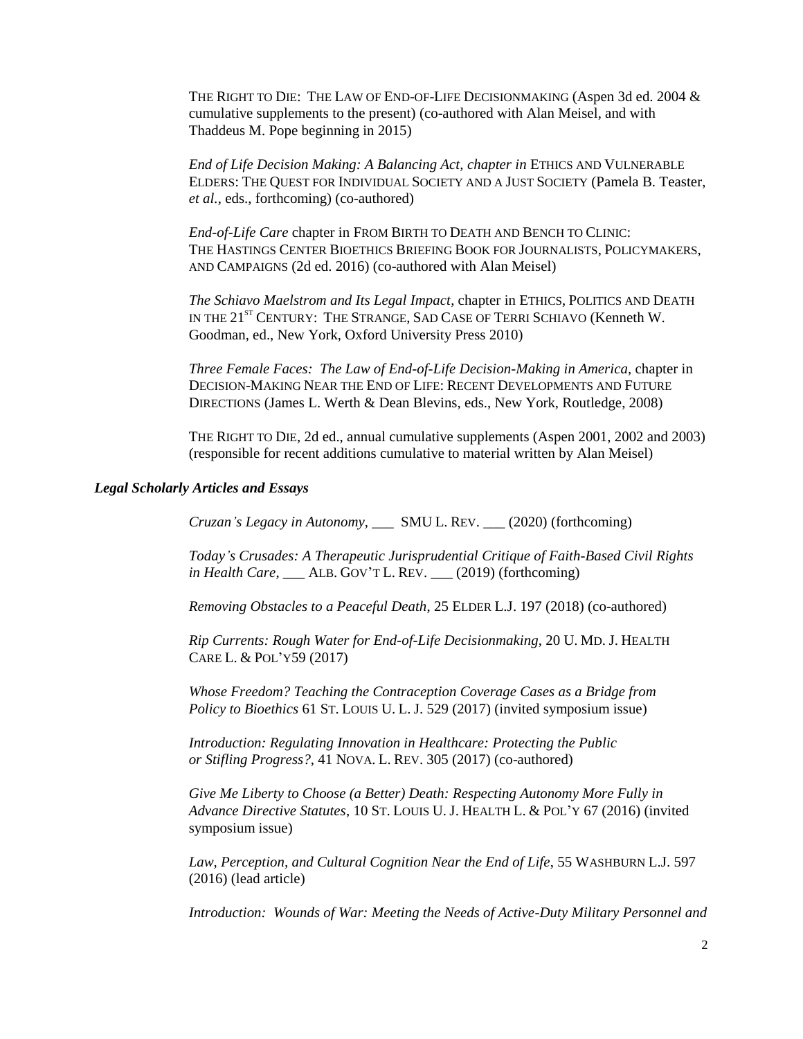THE RIGHT TO DIE: THE LAW OF END-OF-LIFE DECISIONMAKING (Aspen 3d ed. 2004 & cumulative supplements to the present) (co-authored with Alan Meisel, and with Thaddeus M. Pope beginning in 2015)

*End of Life Decision Making: A Balancing Act, chapter in* ETHICS AND VULNERABLE ELDERS: THE QUEST FOR INDIVIDUAL SOCIETY AND A JUST SOCIETY (Pamela B. Teaster, *et al.*, eds., forthcoming) (co-authored)

*End-of-Life Care* chapter in FROM BIRTH TO DEATH AND BENCH TO CLINIC: THE HASTINGS CENTER BIOETHICS BRIEFING BOOK FOR JOURNALISTS, POLICYMAKERS, AND CAMPAIGNS (2d ed. 2016) (co-authored with Alan Meisel)

*The Schiavo Maelstrom and Its Legal Impact*, chapter in ETHICS, POLITICS AND DEATH IN THE 21ST CENTURY: THE STRANGE, SAD CASE OF TERRI SCHIAVO (Kenneth W. Goodman, ed., New York, Oxford University Press 2010)

*Three Female Faces: The Law of End-of-Life Decision-Making in America*, chapter in DECISION-MAKING NEAR THE END OF LIFE: RECENT DEVELOPMENTS AND FUTURE DIRECTIONS (James L. Werth & Dean Blevins, eds., New York, Routledge, 2008)

THE RIGHT TO DIE, 2d ed., annual cumulative supplements (Aspen 2001, 2002 and 2003) (responsible for recent additions cumulative to material written by Alan Meisel)

### *Legal Scholarly Articles and Essays*

*Cruzan's Legacy in Autonomy*, ___ SMU L. REV. ___ (2020) (forthcoming)

*Today's Crusades: A Therapeutic Jurisprudential Critique of Faith-Based Civil Rights in Health Care*, ___ ALB. GOV'T L. REV. ___ (2019) (forthcoming)

*Removing Obstacles to a Peaceful Death*, 25 ELDER L.J. 197 (2018) (co-authored)

*Rip Currents: Rough Water for End-of-Life Decisionmaking*, 20 U. MD. J. HEALTH CARE L. & POL'Y59 (2017)

*Whose Freedom? Teaching the Contraception Coverage Cases as a Bridge from Policy to Bioethics* 61 ST. LOUIS U. L. J. 529 (2017) (invited symposium issue)

*Introduction: Regulating Innovation in Healthcare: Protecting the Public or Stifling Progress?*, 41 NOVA. L. REV. 305 (2017) (co-authored)

*Give Me Liberty to Choose (a Better) Death: Respecting Autonomy More Fully in Advance Directive Statutes*, 10 ST. LOUIS U. J. HEALTH L. & POL'Y 67 (2016) (invited symposium issue)

*Law, Perception, and Cultural Cognition Near the End of Life*, 55 WASHBURN L.J. 597 (2016) (lead article)

*Introduction: Wounds of War: Meeting the Needs of Active-Duty Military Personnel and*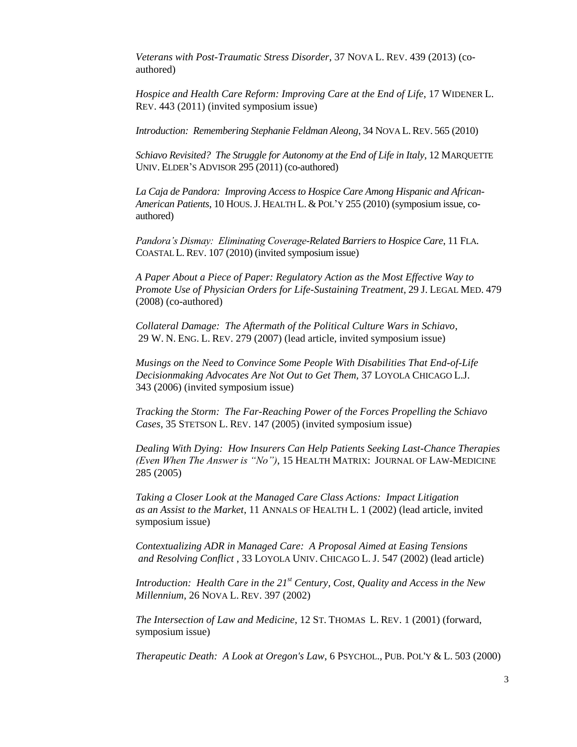*Veterans with Post-Traumatic Stress Disorder*, 37 NOVA L. REV. 439 (2013) (co-authored)

*Hospice and Health Care Reform: Improving Care at the End of Life*, 17 WIDENER L. REV. 443 (2011) (invited symposium issue)

*Introduction: Remembering Stephanie Feldman Aleong*, 34 NOVA L. REV. 565 (2010)

*Schiavo Revisited? The Struggle for Autonomy at the End of Life in Italy*, 12 MARQUETTE UNIV. ELDER'S ADVISOR 295 (2011) (co-authored)

*La Caja de Pandora: Improving Access to Hospice Care Among Hispanic and African-American Patients*, 10 HOUS. J. HEALTH L. & POL'Y 255 (2010) (symposium issue, co-authored)

*Pandora's Dismay: Eliminating Coverage-Related Barriers to Hospice Care*, 11 FLA. COASTAL L. REV. 107 (2010) (invited symposium issue)

*A Paper About a Piece of Paper: Regulatory Action as the Most Effective Way to Promote Use of Physician Orders for Life-Sustaining Treatment*, 29 J. LEGAL MED. 479 (2008) (co-authored)

*Collateral Damage: The Aftermath of the Political Culture Wars in Schiavo*, 29 W. N. ENG. L. REV. 279 (2007) (lead article, invited symposium issue)

*Musings on the Need to Convince Some People With Disabilities That End-of-Life Decisionmaking Advocates Are Not Out to Get Them,* 37 LOYOLA CHICAGO L.J. 343 (2006) (invited symposium issue)

*Tracking the Storm: The Far-Reaching Power of the Forces Propelling the Schiavo Cases*, 35 STETSON L. REV. 147 (2005) (invited symposium issue)

*Dealing With Dying: How Insurers Can Help Patients Seeking Last-Chance Therapies (Even When The Answer is "No")*, 15 HEALTH MATRIX: JOURNAL OF LAW-MEDICINE 285 (2005)

*Taking a Closer Look at the Managed Care Class Actions: Impact Litigation as an Assist to the Market*, 11 ANNALS OF HEALTH L. 1 (2002) (lead article, invited symposium issue)

*Contextualizing ADR in Managed Care: A Proposal Aimed at Easing Tensions and Resolving Conflict* , 33 LOYOLA UNIV. CHICAGO L. J. 547 (2002) (lead article)

*Introduction: Health Care in the 21st Century, Cost, Quality and Access in the New Millennium*, 26 NOVA L. REV. 397 (2002)

*The Intersection of Law and Medicine,* 12 ST. THOMAS L. REV. 1 (2001) (forward, symposium issue)

*Therapeutic Death: A Look at Oregon's Law*, 6 PSYCHOL., PUB. POL'Y & L. 503 (2000)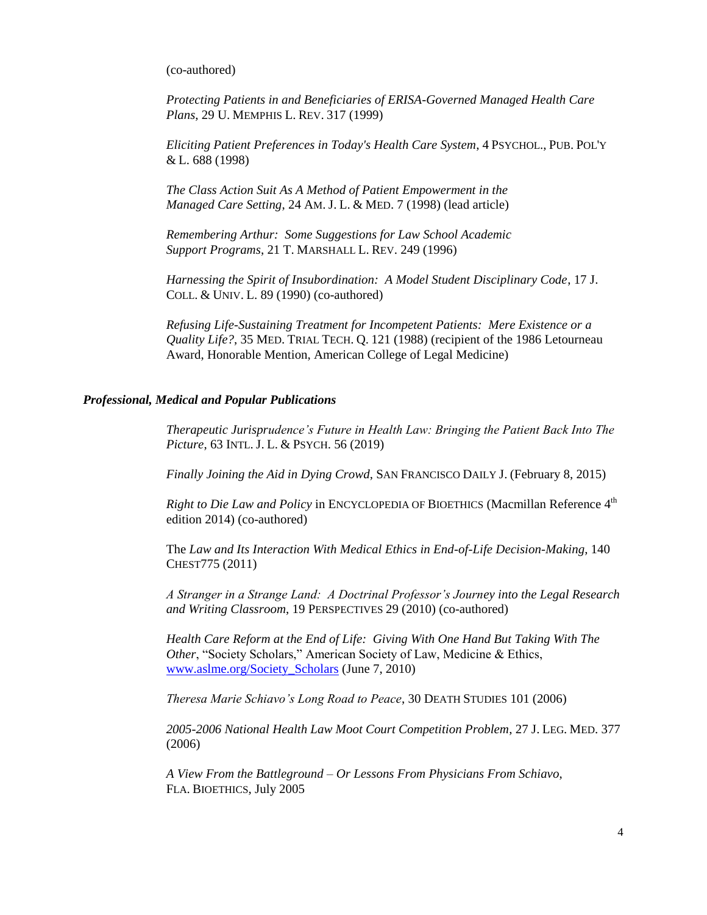(co-authored)

*Protecting Patients in and Beneficiaries of ERISA-Governed Managed Health Care Plans*, 29 U. MEMPHIS L. REV. 317 (1999)

*Eliciting Patient Preferences in Today's Health Care System*, 4 PSYCHOL., PUB. POL'Y & L. 688 (1998)

*The Class Action Suit As A Method of Patient Empowerment in the Managed Care Setting*, 24 AM. J. L. & MED. 7 (1998) (lead article)

*Remembering Arthur: Some Suggestions for Law School Academic Support Programs*, 21 T. MARSHALL L. REV. 249 (1996)

*Harnessing the Spirit of Insubordination: A Model Student Disciplinary Code*, 17 J. COLL. & UNIV. L. 89 (1990) (co-authored)

*Refusing Life-Sustaining Treatment for Incompetent Patients: Mere Existence or a Quality Life?*, 35 MED. TRIAL TECH. Q. 121 (1988) (recipient of the 1986 Letourneau Award, Honorable Mention, American College of Legal Medicine)

***Professional, Medical and Popular Publications***

*Therapeutic Jurisprudence's Future in Health Law: Bringing the Patient Back Into The Picture*, 63 INTL. J. L. & PSYCH. 56 (2019)

*Finally Joining the Aid in Dying Crowd*, SAN FRANCISCO DAILY J. (February 8, 2015)

*Right to Die Law and Policy* in ENCYCLOPEDIA OF BIOETHICS (Macmillan Reference 4th edition 2014) (co-authored)

The *Law and Its Interaction With Medical Ethics in End-of-Life Decision-Making*, 140 CHEST775 (2011)

*A Stranger in a Strange Land: A Doctrinal Professor's Journey into the Legal Research and Writing Classroom*, 19 PERSPECTIVES 29 (2010) (co-authored)

*Health Care Reform at the End of Life: Giving With One Hand But Taking With The Other*, "Society Scholars," American Society of Law, Medicine & Ethics, www.aslme.org/Society_Scholars (June 7, 2010)

*Theresa Marie Schiavo's Long Road to Peace*, 30 DEATH STUDIES 101 (2006)

*2005-2006 National Health Law Moot Court Competition Problem*, 27 J. LEG. MED. 377 (2006)

*A View From the Battleground – Or Lessons From Physicians From Schiavo*, FLA. BIOETHICS, July 2005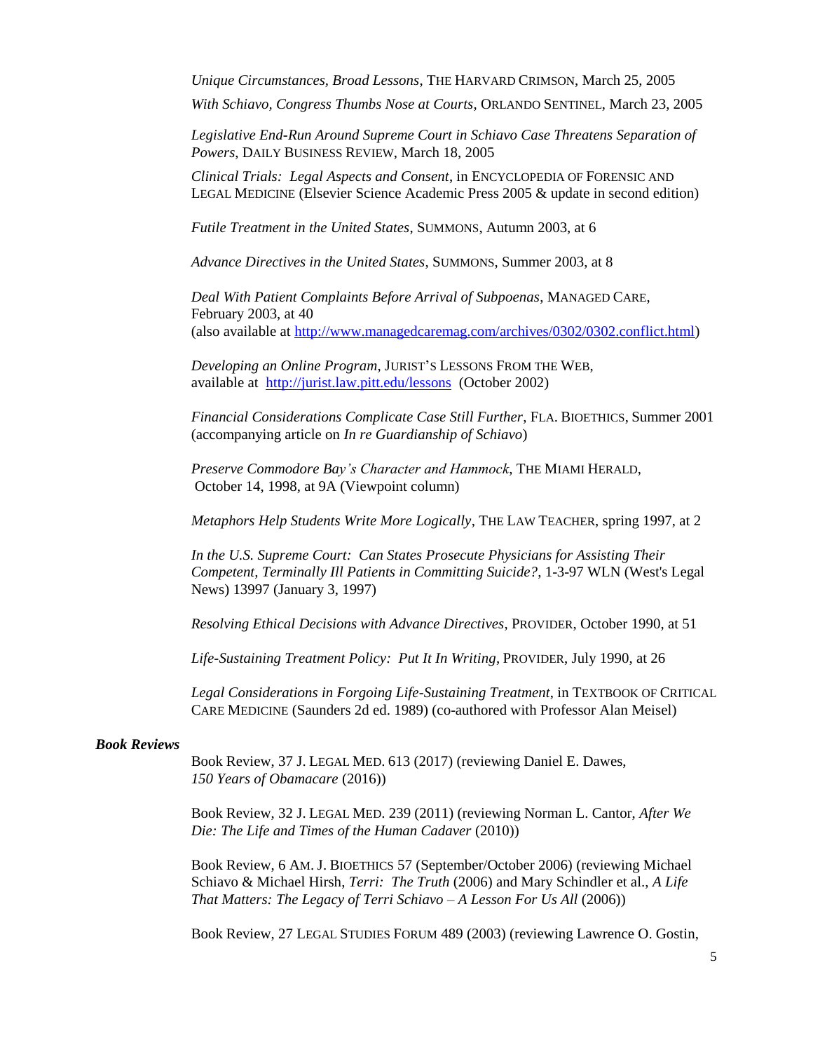*Unique Circumstances, Broad Lessons*, THE HARVARD CRIMSON, March 25, 2005

*With Schiavo, Congress Thumbs Nose at Courts*, ORLANDO SENTINEL, March 23, 2005

*Legislative End-Run Around Supreme Court in Schiavo Case Threatens Separation of Powers*, DAILY BUSINESS REVIEW, March 18, 2005

*Clinical Trials: Legal Aspects and Consent*, in ENCYCLOPEDIA OF FORENSIC AND LEGAL MEDICINE (Elsevier Science Academic Press 2005 & update in second edition)

*Futile Treatment in the United States*, SUMMONS, Autumn 2003, at 6

*Advance Directives in the United States*, SUMMONS, Summer 2003, at 8

*Deal With Patient Complaints Before Arrival of Subpoenas*, MANAGED CARE, February 2003, at 40 (also available at http://www.managedcaremag.com/archives/0302/0302.conflict.html)

*Developing an Online Program*, JURIST'S LESSONS FROM THE WEB, available at http://jurist.law.pitt.edu/lessons (October 2002)

*Financial Considerations Complicate Case Still Further*, FLA. BIOETHICS, Summer 2001 (accompanying article on *In re Guardianship of Schiavo*)

*Preserve Commodore Bay's Character and Hammock*, THE MIAMI HERALD, October 14, 1998, at 9A (Viewpoint column)

*Metaphors Help Students Write More Logically*, THE LAW TEACHER, spring 1997, at 2

*In the U.S. Supreme Court: Can States Prosecute Physicians for Assisting Their Competent, Terminally Ill Patients in Committing Suicide?*, 1-3-97 WLN (West's Legal News) 13997 (January 3, 1997)

*Resolving Ethical Decisions with Advance Directives*, PROVIDER, October 1990, at 51

*Life-Sustaining Treatment Policy: Put It In Writing*, PROVIDER, July 1990, at 26

*Legal Considerations in Forgoing Life-Sustaining Treatment*, in TEXTBOOK OF CRITICAL CARE MEDICINE (Saunders 2d ed. 1989) (co-authored with Professor Alan Meisel)

### *Book Reviews*

Book Review, 37 J. LEGAL MED. 613 (2017) (reviewing Daniel E. Dawes, *150 Years of Obamacare* (2016))

Book Review, 32 J. LEGAL MED. 239 (2011) (reviewing Norman L. Cantor, *After We Die: The Life and Times of the Human Cadaver* (2010))

Book Review, 6 AM. J. BIOETHICS 57 (September/October 2006) (reviewing Michael Schiavo & Michael Hirsh, *Terri: The Truth* (2006) and Mary Schindler et al., *A Life That Matters: The Legacy of Terri Schiavo – A Lesson For Us All* (2006))

Book Review, 27 LEGAL STUDIES FORUM 489 (2003) (reviewing Lawrence O. Gostin,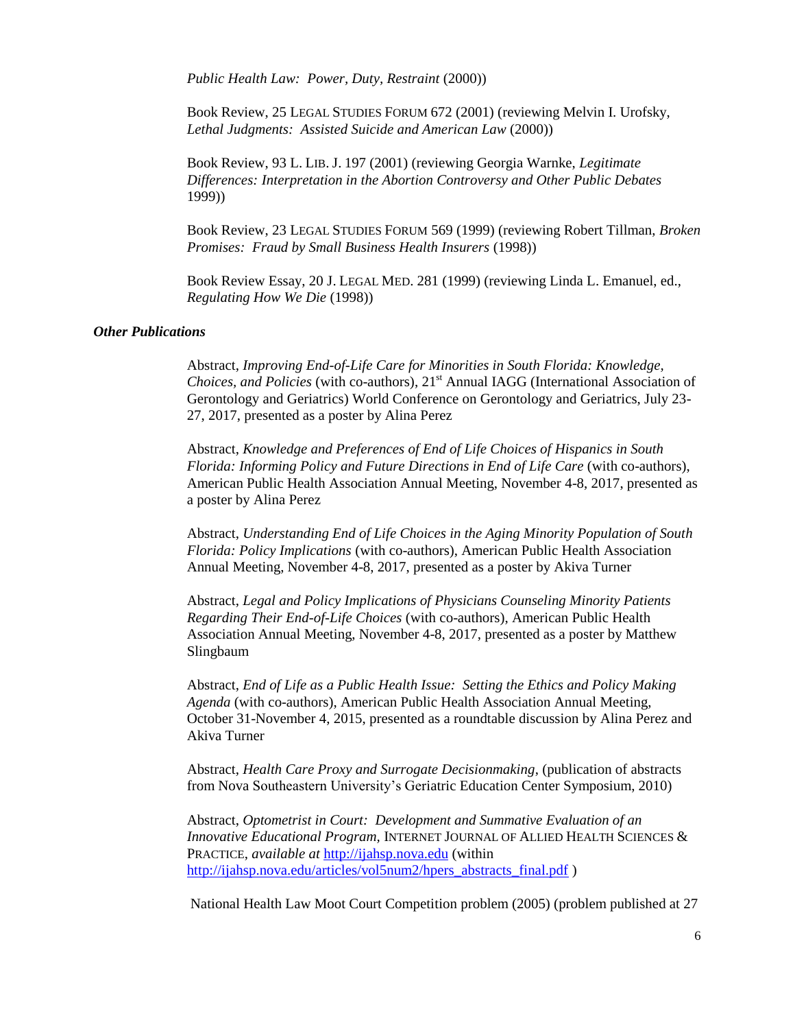*Public Health Law: Power, Duty, Restraint* (2000))

Book Review, 25 LEGAL STUDIES FORUM 672 (2001) (reviewing Melvin I. Urofsky, *Lethal Judgments: Assisted Suicide and American Law* (2000))

Book Review, 93 L. LIB. J. 197 (2001) (reviewing Georgia Warnke, *Legitimate Differences: Interpretation in the Abortion Controversy and Other Public Debates* 1999))

Book Review, 23 LEGAL STUDIES FORUM 569 (1999) (reviewing Robert Tillman, *Broken Promises: Fraud by Small Business Health Insurers* (1998))

Book Review Essay, 20 J. LEGAL MED. 281 (1999) (reviewing Linda L. Emanuel, ed., *Regulating How We Die* (1998))

***Other Publications***

Abstract, *Improving End-of-Life Care for Minorities in South Florida: Knowledge, Choices, and Policies* (with co-authors), 21st Annual IAGG (International Association of Gerontology and Geriatrics) World Conference on Gerontology and Geriatrics, July 23-27, 2017, presented as a poster by Alina Perez

Abstract, *Knowledge and Preferences of End of Life Choices of Hispanics in South Florida: Informing Policy and Future Directions in End of Life Care* (with co-authors), American Public Health Association Annual Meeting, November 4-8, 2017, presented as a poster by Alina Perez

Abstract, *Understanding End of Life Choices in the Aging Minority Population of South Florida: Policy Implications* (with co-authors), American Public Health Association Annual Meeting, November 4-8, 2017, presented as a poster by Akiva Turner

Abstract, *Legal and Policy Implications of Physicians Counseling Minority Patients Regarding Their End-of-Life Choices* (with co-authors), American Public Health Association Annual Meeting, November 4-8, 2017, presented as a poster by Matthew Slingbaum

Abstract, *End of Life as a Public Health Issue: Setting the Ethics and Policy Making Agenda* (with co-authors), American Public Health Association Annual Meeting, October 31-November 4, 2015, presented as a roundtable discussion by Alina Perez and Akiva Turner

Abstract, *Health Care Proxy and Surrogate Decisionmaking*, (publication of abstracts from Nova Southeastern University's Geriatric Education Center Symposium, 2010)

Abstract, *Optometrist in Court: Development and Summative Evaluation of an Innovative Educational Program*, INTERNET JOURNAL OF ALLIED HEALTH SCIENCES & PRACTICE, *available at* http://ijahsp.nova.edu (within http://ijahsp.nova.edu/articles/vol5num2/hpers_abstracts_final.pdf )

National Health Law Moot Court Competition problem (2005) (problem published at 27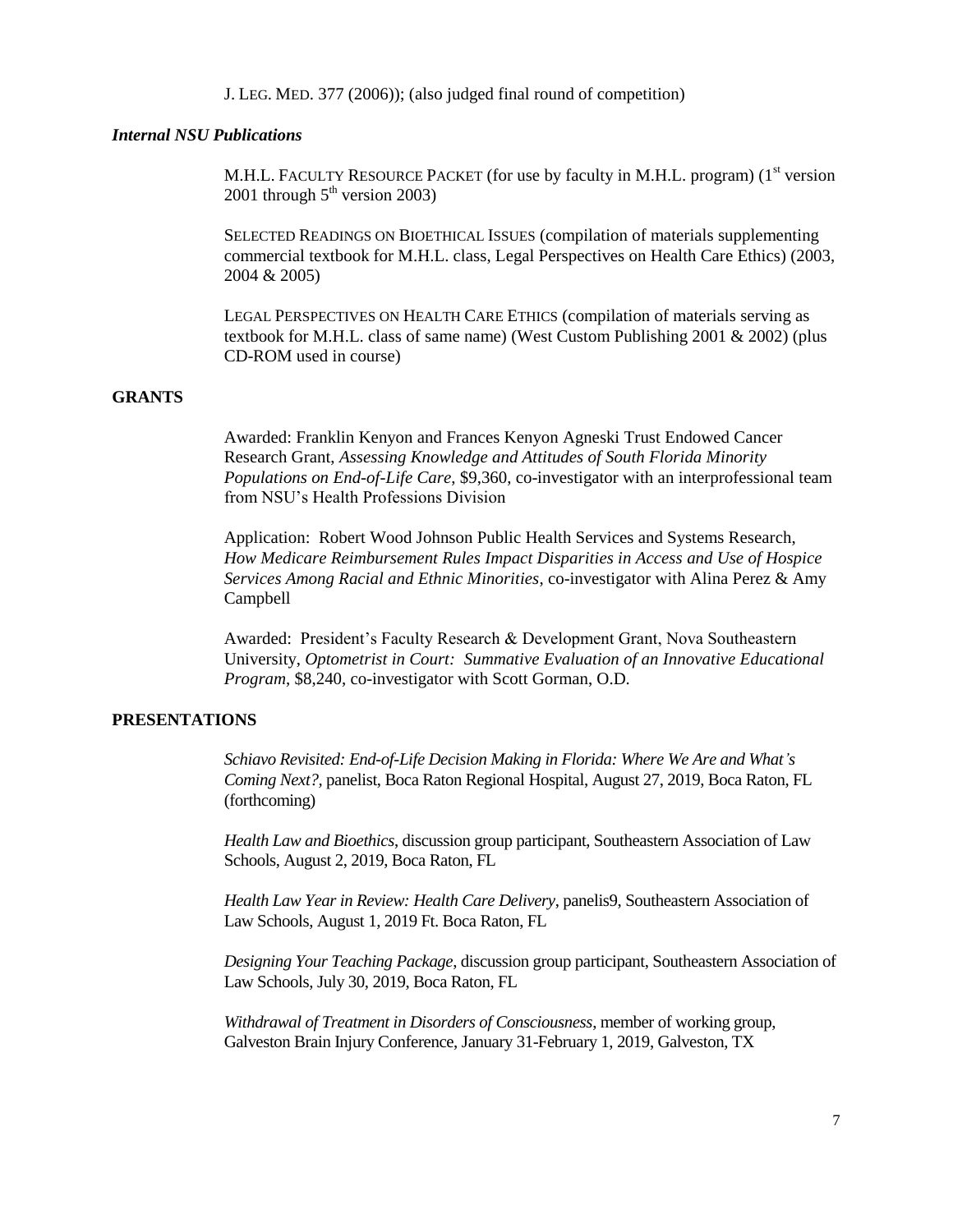J. LEG. MED. 377 (2006)); (also judged final round of competition)

### *Internal NSU Publications*

M.H.L. FACULTY RESOURCE PACKET (for use by faculty in M.H.L. program) (1st version 2001 through 5th version 2003)

SELECTED READINGS ON BIOETHICAL ISSUES (compilation of materials supplementing commercial textbook for M.H.L. class, Legal Perspectives on Health Care Ethics) (2003, 2004 & 2005)

LEGAL PERSPECTIVES ON HEALTH CARE ETHICS (compilation of materials serving as textbook for M.H.L. class of same name) (West Custom Publishing 2001 & 2002) (plus CD-ROM used in course)

## GRANTS

Awarded: Franklin Kenyon and Frances Kenyon Agneski Trust Endowed Cancer Research Grant, *Assessing Knowledge and Attitudes of South Florida Minority Populations on End-of-Life Care*, $9,360, co-investigator with an interprofessional team from NSU's Health Professions Division

Application: Robert Wood Johnson Public Health Services and Systems Research, *How Medicare Reimbursement Rules Impact Disparities in Access and Use of Hospice Services Among Racial and Ethnic Minorities*, co-investigator with Alina Perez & Amy Campbell

Awarded: President's Faculty Research & Development Grant, Nova Southeastern University, *Optometrist in Court: Summative Evaluation of an Innovative Educational Program*, $8,240, co-investigator with Scott Gorman, O.D.

## PRESENTATIONS

*Schiavo Revisited: End-of-Life Decision Making in Florida: Where We Are and What's Coming Next?*, panelist, Boca Raton Regional Hospital, August 27, 2019, Boca Raton, FL (forthcoming)

*Health Law and Bioethics*, discussion group participant, Southeastern Association of Law Schools, August 2, 2019, Boca Raton, FL

*Health Law Year in Review: Health Care Delivery*, panelis9, Southeastern Association of Law Schools, August 1, 2019 Ft. Boca Raton, FL

*Designing Your Teaching Package*, discussion group participant, Southeastern Association of Law Schools, July 30, 2019, Boca Raton, FL

*Withdrawal of Treatment in Disorders of Consciousness*, member of working group, Galveston Brain Injury Conference, January 31-February 1, 2019, Galveston, TX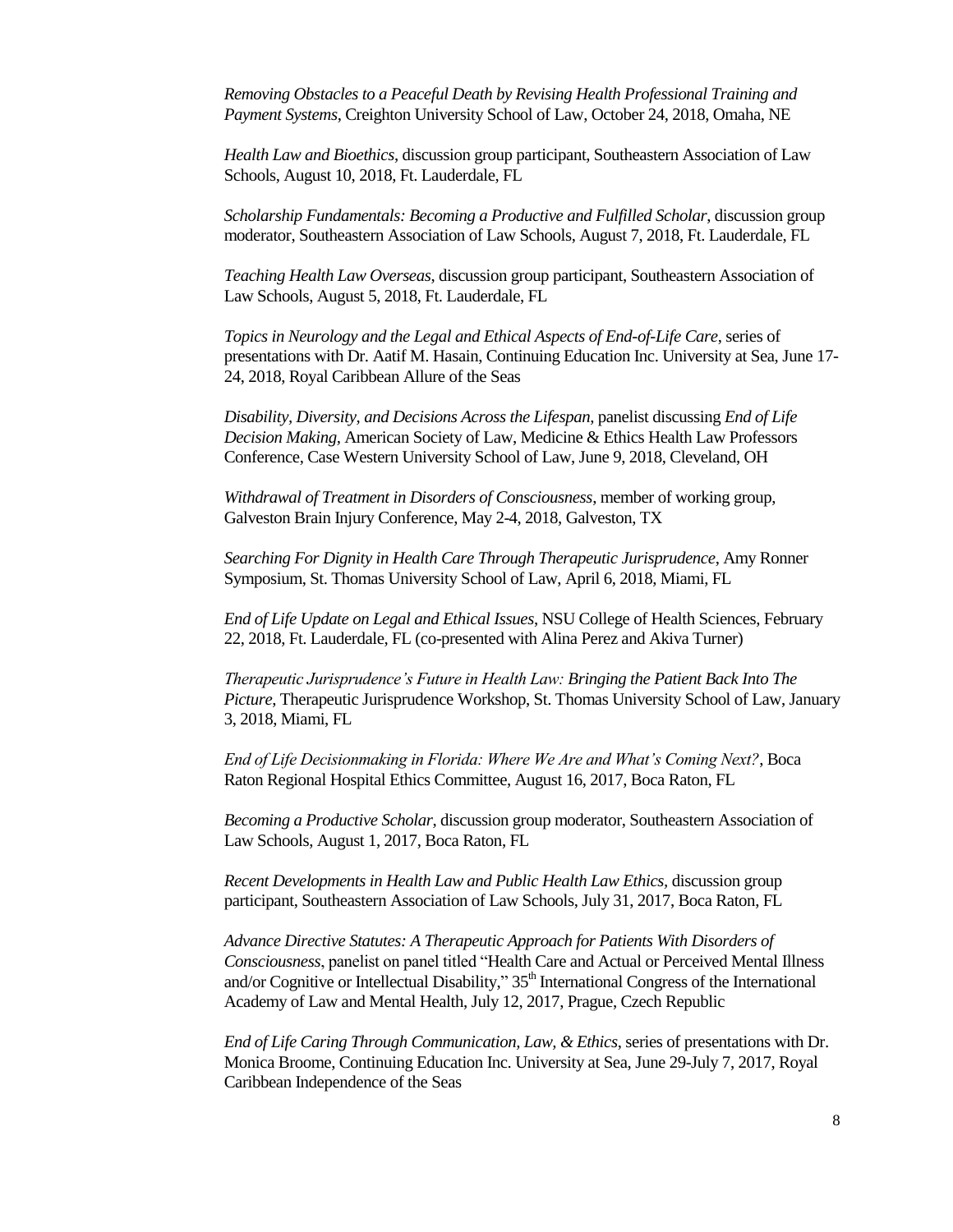*Removing Obstacles to a Peaceful Death by Revising Health Professional Training and Payment Systems*, Creighton University School of Law, October 24, 2018, Omaha, NE

*Health Law and Bioethics*, discussion group participant, Southeastern Association of Law Schools, August 10, 2018, Ft. Lauderdale, FL

*Scholarship Fundamentals: Becoming a Productive and Fulfilled Scholar*, discussion group moderator, Southeastern Association of Law Schools, August 7, 2018, Ft. Lauderdale, FL

*Teaching Health Law Overseas*, discussion group participant, Southeastern Association of Law Schools, August 5, 2018, Ft. Lauderdale, FL

*Topics in Neurology and the Legal and Ethical Aspects of End-of-Life Care*, series of presentations with Dr. Aatif M. Hasain, Continuing Education Inc. University at Sea, June 17-24, 2018, Royal Caribbean Allure of the Seas

*Disability, Diversity, and Decisions Across the Lifespan*, panelist discussing *End of Life Decision Making*, American Society of Law, Medicine & Ethics Health Law Professors Conference, Case Western University School of Law, June 9, 2018, Cleveland, OH

*Withdrawal of Treatment in Disorders of Consciousness*, member of working group, Galveston Brain Injury Conference, May 2-4, 2018, Galveston, TX

*Searching For Dignity in Health Care Through Therapeutic Jurisprudence*, Amy Ronner Symposium, St. Thomas University School of Law, April 6, 2018, Miami, FL

*End of Life Update on Legal and Ethical Issues*, NSU College of Health Sciences, February 22, 2018, Ft. Lauderdale, FL (co-presented with Alina Perez and Akiva Turner)

*Therapeutic Jurisprudence's Future in Health Law: Bringing the Patient Back Into The Picture*, Therapeutic Jurisprudence Workshop, St. Thomas University School of Law, January 3, 2018, Miami, FL

*End of Life Decisionmaking in Florida: Where We Are and What's Coming Next?*, Boca Raton Regional Hospital Ethics Committee, August 16, 2017, Boca Raton, FL

*Becoming a Productive Scholar*, discussion group moderator, Southeastern Association of Law Schools, August 1, 2017, Boca Raton, FL

*Recent Developments in Health Law and Public Health Law Ethics*, discussion group participant, Southeastern Association of Law Schools, July 31, 2017, Boca Raton, FL

*Advance Directive Statutes: A Therapeutic Approach for Patients With Disorders of Consciousness*, panelist on panel titled "Health Care and Actual or Perceived Mental Illness and/or Cognitive or Intellectual Disability," 35th International Congress of the International Academy of Law and Mental Health, July 12, 2017, Prague, Czech Republic

*End of Life Caring Through Communication, Law, & Ethics*, series of presentations with Dr. Monica Broome, Continuing Education Inc. University at Sea, June 29-July 7, 2017, Royal Caribbean Independence of the Seas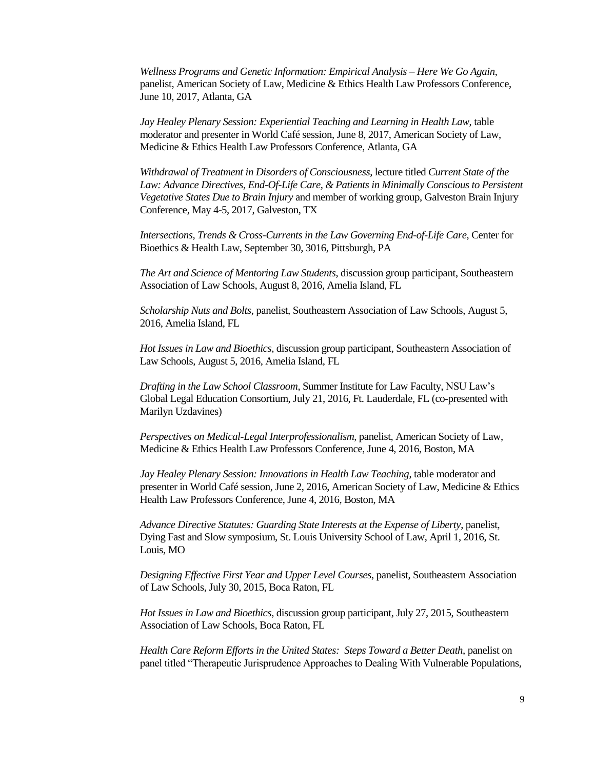*Wellness Programs and Genetic Information: Empirical Analysis – Here We Go Again*, panelist, American Society of Law, Medicine & Ethics Health Law Professors Conference, June 10, 2017, Atlanta, GA

*Jay Healey Plenary Session: Experiential Teaching and Learning in Health Law*, table moderator and presenter in World Café session, June 8, 2017, American Society of Law, Medicine & Ethics Health Law Professors Conference, Atlanta, GA

*Withdrawal of Treatment in Disorders of Consciousness*, lecture titled *Current State of the Law: Advance Directives, End-Of-Life Care, & Patients in Minimally Conscious to Persistent Vegetative States Due to Brain Injury* and member of working group, Galveston Brain Injury Conference, May 4-5, 2017, Galveston, TX

*Intersections, Trends & Cross-Currents in the Law Governing End-of-Life Care*, Center for Bioethics & Health Law, September 30, 3016, Pittsburgh, PA

*The Art and Science of Mentoring Law Students*, discussion group participant, Southeastern Association of Law Schools, August 8, 2016, Amelia Island, FL

*Scholarship Nuts and Bolts*, panelist, Southeastern Association of Law Schools, August 5, 2016, Amelia Island, FL

*Hot Issues in Law and Bioethics*, discussion group participant, Southeastern Association of Law Schools, August 5, 2016, Amelia Island, FL

*Drafting in the Law School Classroom*, Summer Institute for Law Faculty, NSU Law's Global Legal Education Consortium, July 21, 2016, Ft. Lauderdale, FL (co-presented with Marilyn Uzdavines)

*Perspectives on Medical-Legal Interprofessionalism*, panelist, American Society of Law, Medicine & Ethics Health Law Professors Conference, June 4, 2016, Boston, MA

*Jay Healey Plenary Session: Innovations in Health Law Teaching*, table moderator and presenter in World Café session, June 2, 2016, American Society of Law, Medicine & Ethics Health Law Professors Conference, June 4, 2016, Boston, MA

*Advance Directive Statutes: Guarding State Interests at the Expense of Liberty*, panelist, Dying Fast and Slow symposium, St. Louis University School of Law, April 1, 2016, St. Louis, MO

*Designing Effective First Year and Upper Level Courses*, panelist, Southeastern Association of Law Schools, July 30, 2015, Boca Raton, FL

*Hot Issues in Law and Bioethics*, discussion group participant, July 27, 2015, Southeastern Association of Law Schools, Boca Raton, FL

*Health Care Reform Efforts in the United States: Steps Toward a Better Death*, panelist on panel titled "Therapeutic Jurisprudence Approaches to Dealing With Vulnerable Populations,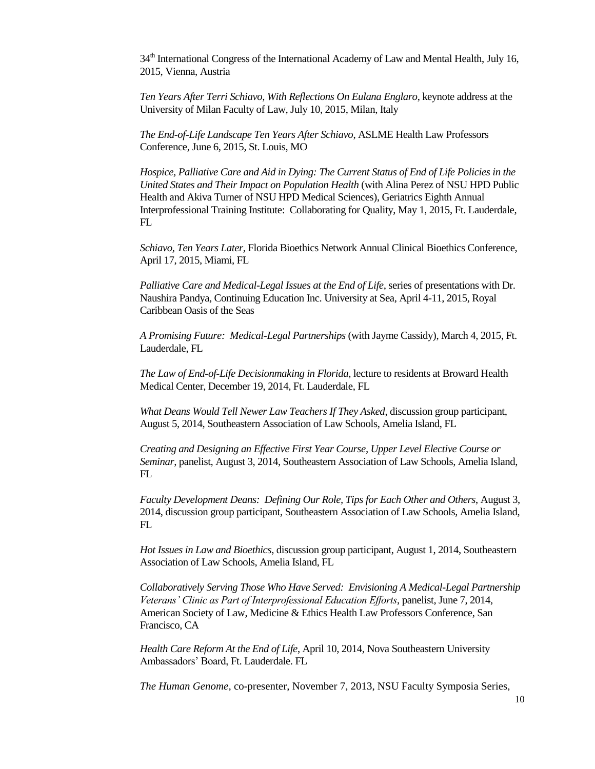34th International Congress of the International Academy of Law and Mental Health, July 16, 2015, Vienna, Austria

*Ten Years After Terri Schiavo, With Reflections On Eulana Englaro*, keynote address at the University of Milan Faculty of Law, July 10, 2015, Milan, Italy

*The End-of-Life Landscape Ten Years After Schiavo*, ASLME Health Law Professors Conference, June 6, 2015, St. Louis, MO

*Hospice, Palliative Care and Aid in Dying: The Current Status of End of Life Policies in the United States and Their Impact on Population Health* (with Alina Perez of NSU HPD Public Health and Akiva Turner of NSU HPD Medical Sciences), Geriatrics Eighth Annual Interprofessional Training Institute: Collaborating for Quality, May 1, 2015, Ft. Lauderdale, FL

*Schiavo, Ten Years Later*, Florida Bioethics Network Annual Clinical Bioethics Conference, April 17, 2015, Miami, FL

*Palliative Care and Medical-Legal Issues at the End of Life*, series of presentations with Dr. Naushira Pandya, Continuing Education Inc. University at Sea, April 4-11, 2015, Royal Caribbean Oasis of the Seas

*A Promising Future: Medical-Legal Partnerships* (with Jayme Cassidy), March 4, 2015, Ft. Lauderdale, FL

*The Law of End-of-Life Decisionmaking in Florida*, lecture to residents at Broward Health Medical Center, December 19, 2014, Ft. Lauderdale, FL

*What Deans Would Tell Newer Law Teachers If They Asked*, discussion group participant, August 5, 2014, Southeastern Association of Law Schools, Amelia Island, FL

*Creating and Designing an Effective First Year Course, Upper Level Elective Course or Seminar*, panelist, August 3, 2014, Southeastern Association of Law Schools, Amelia Island, FL

*Faculty Development Deans: Defining Our Role, Tips for Each Other and Others*, August 3, 2014, discussion group participant, Southeastern Association of Law Schools, Amelia Island, FL

*Hot Issues in Law and Bioethics*, discussion group participant, August 1, 2014, Southeastern Association of Law Schools, Amelia Island, FL

*Collaboratively Serving Those Who Have Served: Envisioning A Medical-Legal Partnership Veterans' Clinic as Part of Interprofessional Education Efforts*, panelist, June 7, 2014, American Society of Law, Medicine & Ethics Health Law Professors Conference, San Francisco, CA

*Health Care Reform At the End of Life*, April 10, 2014, Nova Southeastern University Ambassadors' Board, Ft. Lauderdale. FL

*The Human Genome*, co-presenter, November 7, 2013, NSU Faculty Symposia Series,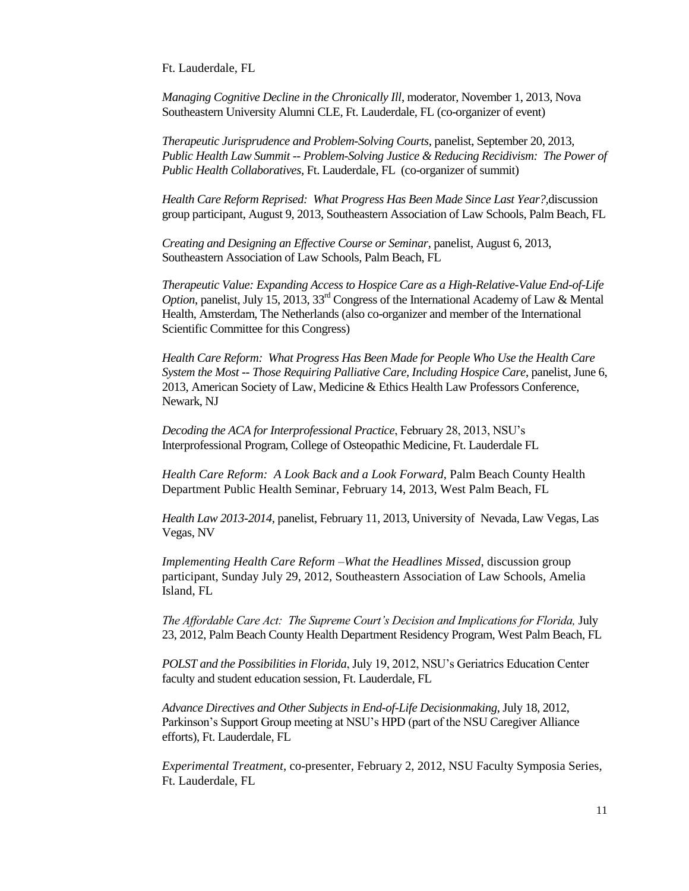Ft. Lauderdale, FL

*Managing Cognitive Decline in the Chronically Ill*, moderator, November 1, 2013, Nova Southeastern University Alumni CLE, Ft. Lauderdale, FL (co-organizer of event)

*Therapeutic Jurisprudence and Problem-Solving Courts*, panelist, September 20, 2013, *Public Health Law Summit -- Problem-Solving Justice & Reducing Recidivism: The Power of Public Health Collaboratives*, Ft. Lauderdale, FL (co-organizer of summit)

*Health Care Reform Reprised: What Progress Has Been Made Since Last Year?*,discussion group participant, August 9, 2013, Southeastern Association of Law Schools, Palm Beach, FL

*Creating and Designing an Effective Course or Seminar*, panelist, August 6, 2013, Southeastern Association of Law Schools, Palm Beach, FL

*Therapeutic Value: Expanding Access to Hospice Care as a High-Relative-Value End-of-Life Option*, panelist, July 15, 2013, 33rd Congress of the International Academy of Law & Mental Health, Amsterdam, The Netherlands (also co-organizer and member of the International Scientific Committee for this Congress)

*Health Care Reform: What Progress Has Been Made for People Who Use the Health Care System the Most -- Those Requiring Palliative Care, Including Hospice Care*, panelist, June 6, 2013, American Society of Law, Medicine & Ethics Health Law Professors Conference, Newark, NJ

*Decoding the ACA for Interprofessional Practice*, February 28, 2013, NSU's Interprofessional Program, College of Osteopathic Medicine, Ft. Lauderdale FL

*Health Care Reform: A Look Back and a Look Forward*, Palm Beach County Health Department Public Health Seminar, February 14, 2013, West Palm Beach, FL

*Health Law 2013-2014*, panelist, February 11, 2013, University of Nevada, Law Vegas, Las Vegas, NV

*Implementing Health Care Reform –What the Headlines Missed*, discussion group participant, Sunday July 29, 2012, Southeastern Association of Law Schools, Amelia Island, FL

*The Affordable Care Act: The Supreme Court's Decision and Implications for Florida,* July 23, 2012, Palm Beach County Health Department Residency Program, West Palm Beach, FL

*POLST and the Possibilities in Florida*, July 19, 2012, NSU's Geriatrics Education Center faculty and student education session, Ft. Lauderdale, FL

*Advance Directives and Other Subjects in End-of-Life Decisionmaking*, July 18, 2012, Parkinson's Support Group meeting at NSU's HPD (part of the NSU Caregiver Alliance efforts), Ft. Lauderdale, FL

*Experimental Treatment*, co-presenter, February 2, 2012, NSU Faculty Symposia Series, Ft. Lauderdale, FL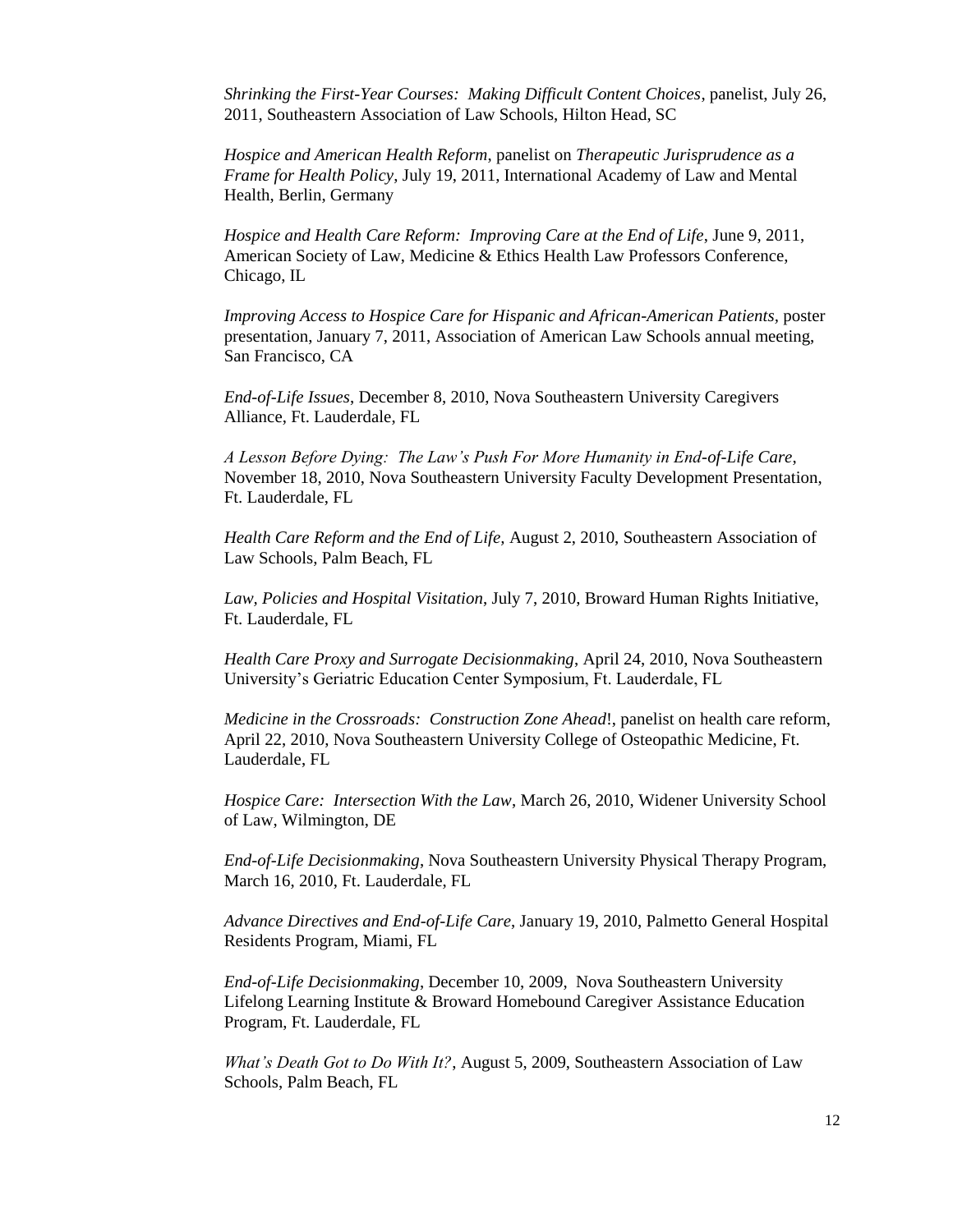*Shrinking the First-Year Courses: Making Difficult Content Choices*, panelist, July 26, 2011, Southeastern Association of Law Schools, Hilton Head, SC

*Hospice and American Health Reform,* panelist on *Therapeutic Jurisprudence as a Frame for Health Policy*, July 19, 2011, International Academy of Law and Mental Health, Berlin, Germany

*Hospice and Health Care Reform: Improving Care at the End of Life*, June 9, 2011, American Society of Law, Medicine & Ethics Health Law Professors Conference, Chicago, IL

*Improving Access to Hospice Care for Hispanic and African-American Patients*, poster presentation, January 7, 2011, Association of American Law Schools annual meeting, San Francisco, CA

*End-of-Life Issues*, December 8, 2010, Nova Southeastern University Caregivers Alliance, Ft. Lauderdale, FL

*A Lesson Before Dying: The Law's Push For More Humanity in End-of-Life Care*, November 18, 2010, Nova Southeastern University Faculty Development Presentation, Ft. Lauderdale, FL

*Health Care Reform and the End of Life,* August 2, 2010, Southeastern Association of Law Schools, Palm Beach, FL

*Law, Policies and Hospital Visitation*, July 7, 2010, Broward Human Rights Initiative, Ft. Lauderdale, FL

*Health Care Proxy and Surrogate Decisionmaking*, April 24, 2010, Nova Southeastern University's Geriatric Education Center Symposium, Ft. Lauderdale, FL

*Medicine in the Crossroads: Construction Zone Ahead*!, panelist on health care reform, April 22, 2010, Nova Southeastern University College of Osteopathic Medicine, Ft. Lauderdale, FL

*Hospice Care: Intersection With the Law*, March 26, 2010, Widener University School of Law, Wilmington, DE

*End-of-Life Decisionmaking*, Nova Southeastern University Physical Therapy Program, March 16, 2010, Ft. Lauderdale, FL

*Advance Directives and End-of-Life Care*, January 19, 2010, Palmetto General Hospital Residents Program, Miami, FL

*End-of-Life Decisionmaking*, December 10, 2009, Nova Southeastern University Lifelong Learning Institute & Broward Homebound Caregiver Assistance Education Program, Ft. Lauderdale, FL

*What's Death Got to Do With It?,* August 5, 2009, Southeastern Association of Law Schools, Palm Beach, FL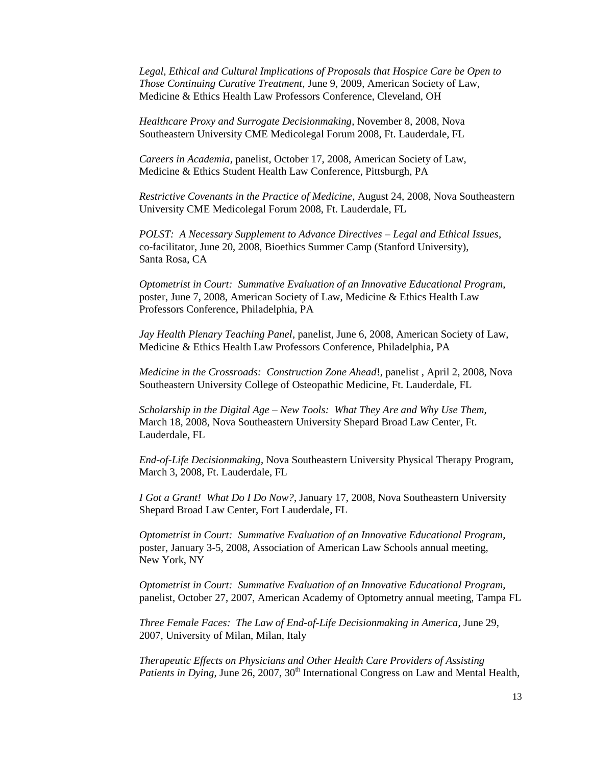*Legal, Ethical and Cultural Implications of Proposals that Hospice Care be Open to Those Continuing Curative Treatment*, June 9, 2009, American Society of Law, Medicine & Ethics Health Law Professors Conference, Cleveland, OH

*Healthcare Proxy and Surrogate Decisionmaking*, November 8, 2008, Nova Southeastern University CME Medicolegal Forum 2008, Ft. Lauderdale, FL

*Careers in Academia*, panelist, October 17, 2008, American Society of Law, Medicine & Ethics Student Health Law Conference, Pittsburgh, PA

*Restrictive Covenants in the Practice of Medicine*, August 24, 2008, Nova Southeastern University CME Medicolegal Forum 2008, Ft. Lauderdale, FL

*POLST: A Necessary Supplement to Advance Directives – Legal and Ethical Issues*, co-facilitator, June 20, 2008, Bioethics Summer Camp (Stanford University), Santa Rosa, CA

*Optometrist in Court: Summative Evaluation of an Innovative Educational Program*, poster, June 7, 2008, American Society of Law, Medicine & Ethics Health Law Professors Conference, Philadelphia, PA

*Jay Health Plenary Teaching Panel*, panelist, June 6, 2008, American Society of Law, Medicine & Ethics Health Law Professors Conference, Philadelphia, PA

*Medicine in the Crossroads: Construction Zone Ahead*!, panelist , April 2, 2008, Nova Southeastern University College of Osteopathic Medicine, Ft. Lauderdale, FL

*Scholarship in the Digital Age – New Tools: What They Are and Why Use Them*, March 18, 2008, Nova Southeastern University Shepard Broad Law Center, Ft. Lauderdale, FL

*End-of-Life Decisionmaking*, Nova Southeastern University Physical Therapy Program, March 3, 2008, Ft. Lauderdale, FL

*I Got a Grant! What Do I Do Now?*, January 17, 2008, Nova Southeastern University Shepard Broad Law Center, Fort Lauderdale, FL

*Optometrist in Court: Summative Evaluation of an Innovative Educational Program*, poster, January 3-5, 2008, Association of American Law Schools annual meeting, New York, NY

*Optometrist in Court: Summative Evaluation of an Innovative Educational Program*, panelist, October 27, 2007, American Academy of Optometry annual meeting, Tampa FL

*Three Female Faces: The Law of End-of-Life Decisionmaking in America*, June 29, 2007, University of Milan, Milan, Italy

*Therapeutic Effects on Physicians and Other Health Care Providers of Assisting Patients in Dying*, June 26, 2007, 30th International Congress on Law and Mental Health,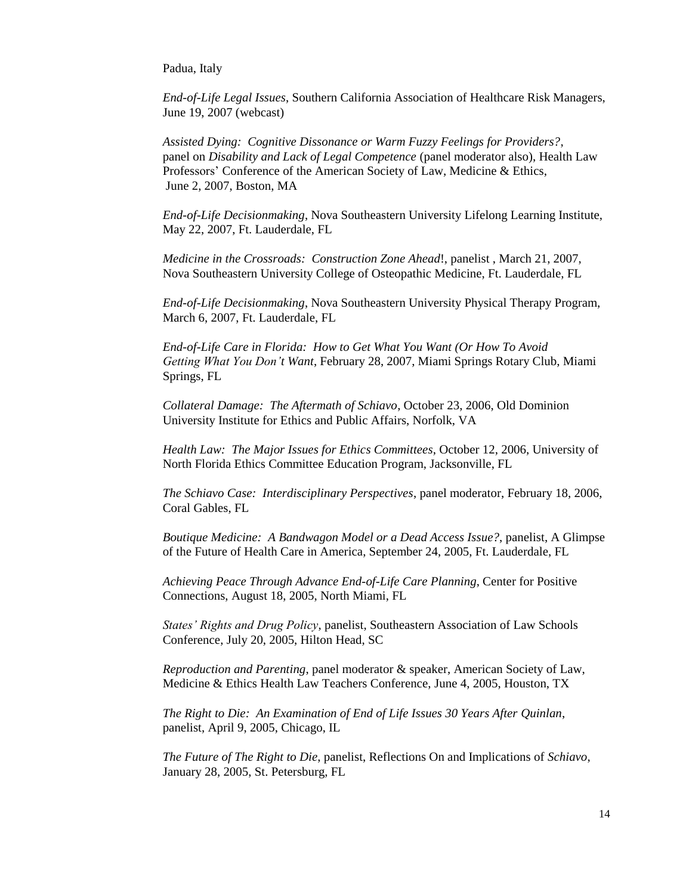Padua, Italy

*End-of-Life Legal Issues*, Southern California Association of Healthcare Risk Managers, June 19, 2007 (webcast)

*Assisted Dying: Cognitive Dissonance or Warm Fuzzy Feelings for Providers?*, panel on *Disability and Lack of Legal Competence* (panel moderator also), Health Law Professors' Conference of the American Society of Law, Medicine & Ethics, June 2, 2007, Boston, MA

*End-of-Life Decisionmaking*, Nova Southeastern University Lifelong Learning Institute, May 22, 2007, Ft. Lauderdale, FL

*Medicine in the Crossroads: Construction Zone Ahead*!, panelist , March 21, 2007, Nova Southeastern University College of Osteopathic Medicine, Ft. Lauderdale, FL

*End-of-Life Decisionmaking*, Nova Southeastern University Physical Therapy Program, March 6, 2007, Ft. Lauderdale, FL

*End-of-Life Care in Florida: How to Get What You Want (Or How To Avoid Getting What You Don't Want*, February 28, 2007, Miami Springs Rotary Club, Miami Springs, FL

*Collateral Damage: The Aftermath of Schiavo*, October 23, 2006, Old Dominion University Institute for Ethics and Public Affairs, Norfolk, VA

*Health Law: The Major Issues for Ethics Committees*, October 12, 2006, University of North Florida Ethics Committee Education Program, Jacksonville, FL

*The Schiavo Case: Interdisciplinary Perspectives*, panel moderator, February 18, 2006, Coral Gables, FL

*Boutique Medicine: A Bandwagon Model or a Dead Access Issue?*, panelist, A Glimpse of the Future of Health Care in America, September 24, 2005, Ft. Lauderdale, FL

*Achieving Peace Through Advance End-of-Life Care Planning*, Center for Positive Connections, August 18, 2005, North Miami, FL

*States' Rights and Drug Policy*, panelist, Southeastern Association of Law Schools Conference, July 20, 2005, Hilton Head, SC

*Reproduction and Parenting*, panel moderator & speaker, American Society of Law, Medicine & Ethics Health Law Teachers Conference, June 4, 2005, Houston, TX

*The Right to Die: An Examination of End of Life Issues 30 Years After Quinlan*, panelist, April 9, 2005, Chicago, IL

*The Future of The Right to Die*, panelist, Reflections On and Implications of *Schiavo*, January 28, 2005, St. Petersburg, FL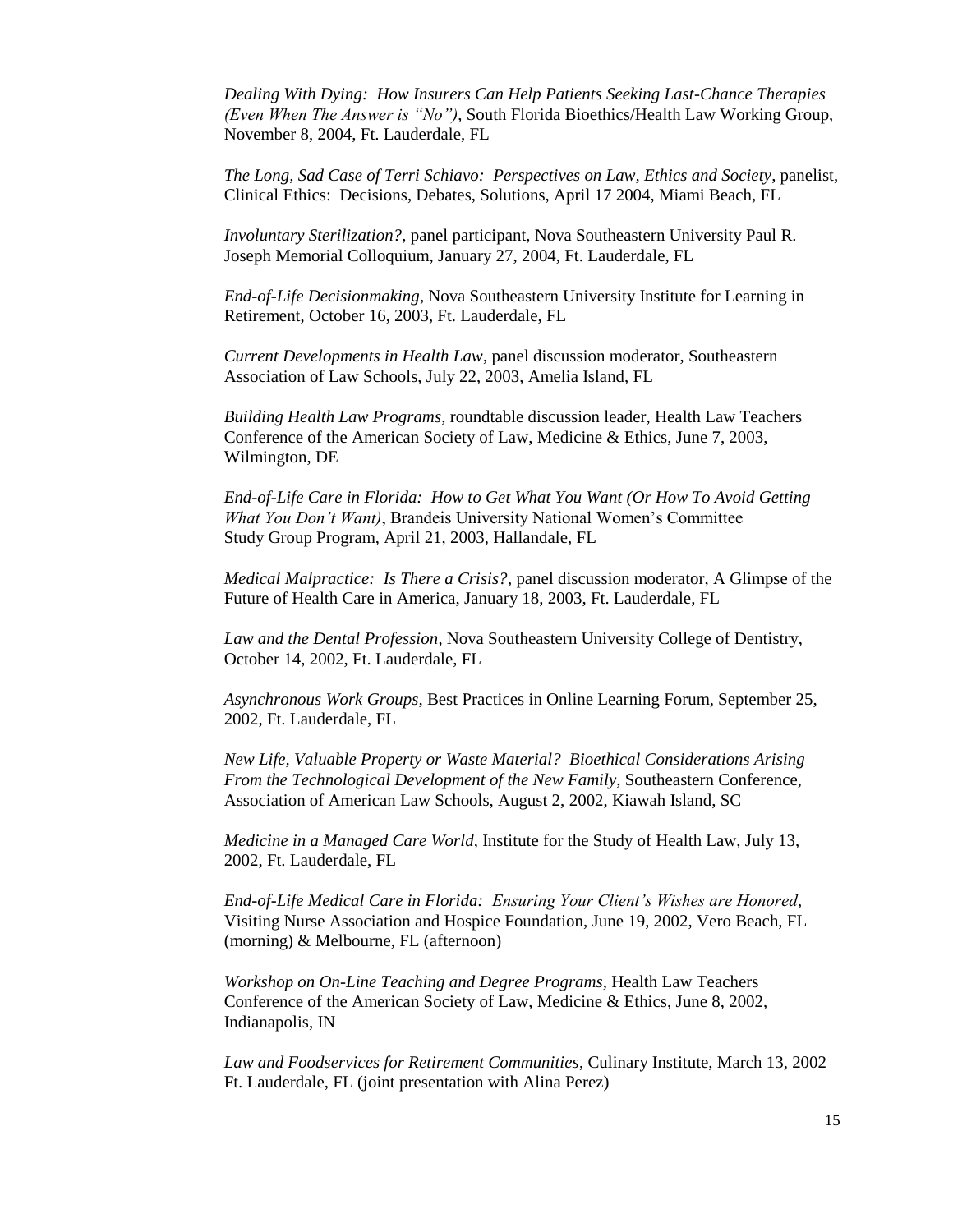*Dealing With Dying: How Insurers Can Help Patients Seeking Last-Chance Therapies (Even When The Answer is "No")*, South Florida Bioethics/Health Law Working Group, November 8, 2004, Ft. Lauderdale, FL

*The Long, Sad Case of Terri Schiavo: Perspectives on Law, Ethics and Society*, panelist, Clinical Ethics: Decisions, Debates, Solutions, April 17 2004, Miami Beach, FL

*Involuntary Sterilization?*, panel participant, Nova Southeastern University Paul R. Joseph Memorial Colloquium, January 27, 2004, Ft. Lauderdale, FL

*End-of-Life Decisionmaking*, Nova Southeastern University Institute for Learning in Retirement, October 16, 2003, Ft. Lauderdale, FL

*Current Developments in Health Law*, panel discussion moderator, Southeastern Association of Law Schools, July 22, 2003, Amelia Island, FL

*Building Health Law Programs*, roundtable discussion leader, Health Law Teachers Conference of the American Society of Law, Medicine & Ethics, June 7, 2003, Wilmington, DE

*End-of-Life Care in Florida: How to Get What You Want (Or How To Avoid Getting What You Don't Want)*, Brandeis University National Women's Committee Study Group Program, April 21, 2003, Hallandale, FL

*Medical Malpractice: Is There a Crisis?*, panel discussion moderator, A Glimpse of the Future of Health Care in America, January 18, 2003, Ft. Lauderdale, FL

*Law and the Dental Profession*, Nova Southeastern University College of Dentistry, October 14, 2002, Ft. Lauderdale, FL

*Asynchronous Work Groups*, Best Practices in Online Learning Forum, September 25, 2002, Ft. Lauderdale, FL

*New Life, Valuable Property or Waste Material? Bioethical Considerations Arising From the Technological Development of the New Family*, Southeastern Conference, Association of American Law Schools, August 2, 2002, Kiawah Island, SC

*Medicine in a Managed Care World*, Institute for the Study of Health Law, July 13, 2002, Ft. Lauderdale, FL

*End-of-Life Medical Care in Florida: Ensuring Your Client's Wishes are Honored*, Visiting Nurse Association and Hospice Foundation, June 19, 2002, Vero Beach, FL (morning) & Melbourne, FL (afternoon)

*Workshop on On-Line Teaching and Degree Programs*, Health Law Teachers Conference of the American Society of Law, Medicine & Ethics, June 8, 2002, Indianapolis, IN

*Law and Foodservices for Retirement Communities*, Culinary Institute, March 13, 2002 Ft. Lauderdale, FL (joint presentation with Alina Perez)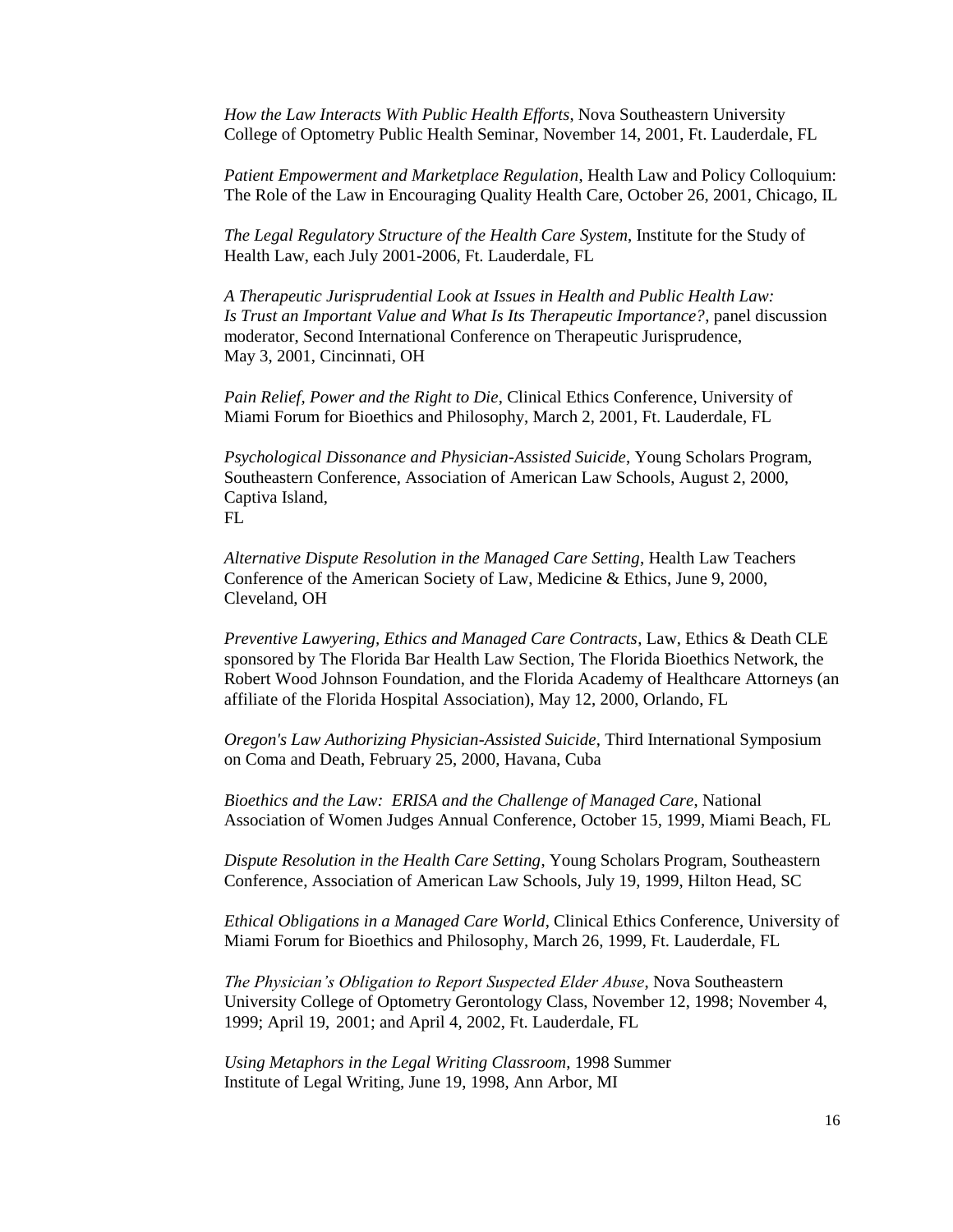*How the Law Interacts With Public Health Efforts*, Nova Southeastern University College of Optometry Public Health Seminar, November 14, 2001, Ft. Lauderdale, FL

*Patient Empowerment and Marketplace Regulation*, Health Law and Policy Colloquium: The Role of the Law in Encouraging Quality Health Care, October 26, 2001, Chicago, IL

*The Legal Regulatory Structure of the Health Care System*, Institute for the Study of Health Law, each July 2001-2006, Ft. Lauderdale, FL

*A Therapeutic Jurisprudential Look at Issues in Health and Public Health Law: Is Trust an Important Value and What Is Its Therapeutic Importance?*, panel discussion moderator, Second International Conference on Therapeutic Jurisprudence, May 3, 2001, Cincinnati, OH

*Pain Relief, Power and the Right to Die*, Clinical Ethics Conference, University of Miami Forum for Bioethics and Philosophy, March 2, 2001, Ft. Lauderdale, FL

*Psychological Dissonance and Physician-Assisted Suicide*, Young Scholars Program, Southeastern Conference, Association of American Law Schools, August 2, 2000, Captiva Island, FL

*Alternative Dispute Resolution in the Managed Care Setting*, Health Law Teachers Conference of the American Society of Law, Medicine & Ethics, June 9, 2000, Cleveland, OH

*Preventive Lawyering, Ethics and Managed Care Contracts*, Law, Ethics & Death CLE sponsored by The Florida Bar Health Law Section, The Florida Bioethics Network, the Robert Wood Johnson Foundation, and the Florida Academy of Healthcare Attorneys (an affiliate of the Florida Hospital Association), May 12, 2000, Orlando, FL

*Oregon's Law Authorizing Physician-Assisted Suicide*, Third International Symposium on Coma and Death, February 25, 2000, Havana, Cuba

*Bioethics and the Law: ERISA and the Challenge of Managed Care*, National Association of Women Judges Annual Conference, October 15, 1999, Miami Beach, FL

*Dispute Resolution in the Health Care Setting*, Young Scholars Program, Southeastern Conference, Association of American Law Schools, July 19, 1999, Hilton Head, SC

*Ethical Obligations in a Managed Care World*, Clinical Ethics Conference, University of Miami Forum for Bioethics and Philosophy, March 26, 1999, Ft. Lauderdale, FL

*The Physician's Obligation to Report Suspected Elder Abuse*, Nova Southeastern University College of Optometry Gerontology Class, November 12, 1998; November 4, 1999; April 19, 2001; and April 4, 2002, Ft. Lauderdale, FL

*Using Metaphors in the Legal Writing Classroom*, 1998 Summer Institute of Legal Writing, June 19, 1998, Ann Arbor, MI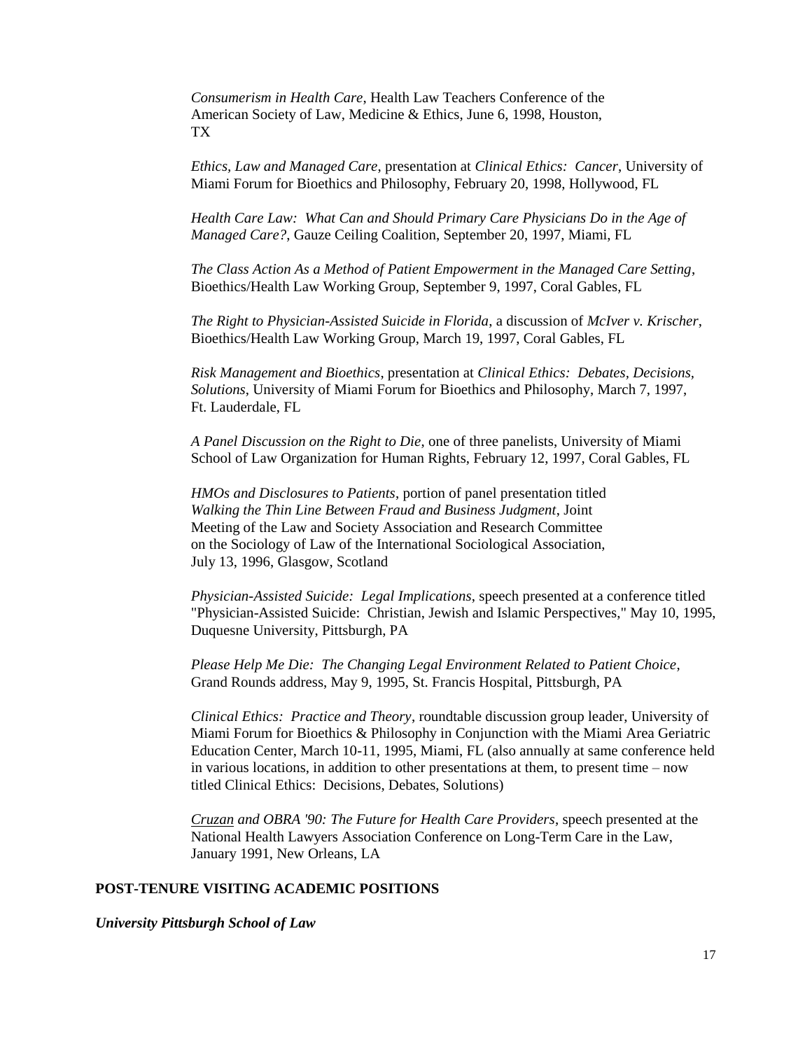*Consumerism in Health Care*, Health Law Teachers Conference of the American Society of Law, Medicine & Ethics, June 6, 1998, Houston, TX

*Ethics, Law and Managed Care*, presentation at *Clinical Ethics: Cancer*, University of Miami Forum for Bioethics and Philosophy, February 20, 1998, Hollywood, FL

*Health Care Law: What Can and Should Primary Care Physicians Do in the Age of Managed Care?*, Gauze Ceiling Coalition, September 20, 1997, Miami, FL

*The Class Action As a Method of Patient Empowerment in the Managed Care Setting*, Bioethics/Health Law Working Group, September 9, 1997, Coral Gables, FL

*The Right to Physician-Assisted Suicide in Florida*, a discussion of *McIver v. Krischer*, Bioethics/Health Law Working Group, March 19, 1997, Coral Gables, FL

*Risk Management and Bioethics*, presentation at *Clinical Ethics: Debates, Decisions, Solutions*, University of Miami Forum for Bioethics and Philosophy, March 7, 1997, Ft. Lauderdale, FL

*A Panel Discussion on the Right to Die*, one of three panelists, University of Miami School of Law Organization for Human Rights, February 12, 1997, Coral Gables, FL

*HMOs and Disclosures to Patients*, portion of panel presentation titled *Walking the Thin Line Between Fraud and Business Judgment*, Joint Meeting of the Law and Society Association and Research Committee on the Sociology of Law of the International Sociological Association, July 13, 1996, Glasgow, Scotland

*Physician-Assisted Suicide: Legal Implications*, speech presented at a conference titled "Physician-Assisted Suicide: Christian, Jewish and Islamic Perspectives," May 10, 1995, Duquesne University, Pittsburgh, PA

*Please Help Me Die: The Changing Legal Environment Related to Patient Choice*, Grand Rounds address, May 9, 1995, St. Francis Hospital, Pittsburgh, PA

*Clinical Ethics: Practice and Theory*, roundtable discussion group leader, University of Miami Forum for Bioethics & Philosophy in Conjunction with the Miami Area Geriatric Education Center, March 10-11, 1995, Miami, FL (also annually at same conference held in various locations, in addition to other presentations at them, to present time – now titled Clinical Ethics: Decisions, Debates, Solutions)

*Cruzan and OBRA '90: The Future for Health Care Providers*, speech presented at the National Health Lawyers Association Conference on Long-Term Care in the Law, January 1991, New Orleans, LA

## POST-TENURE VISITING ACADEMIC POSITIONS

***University Pittsburgh School of Law***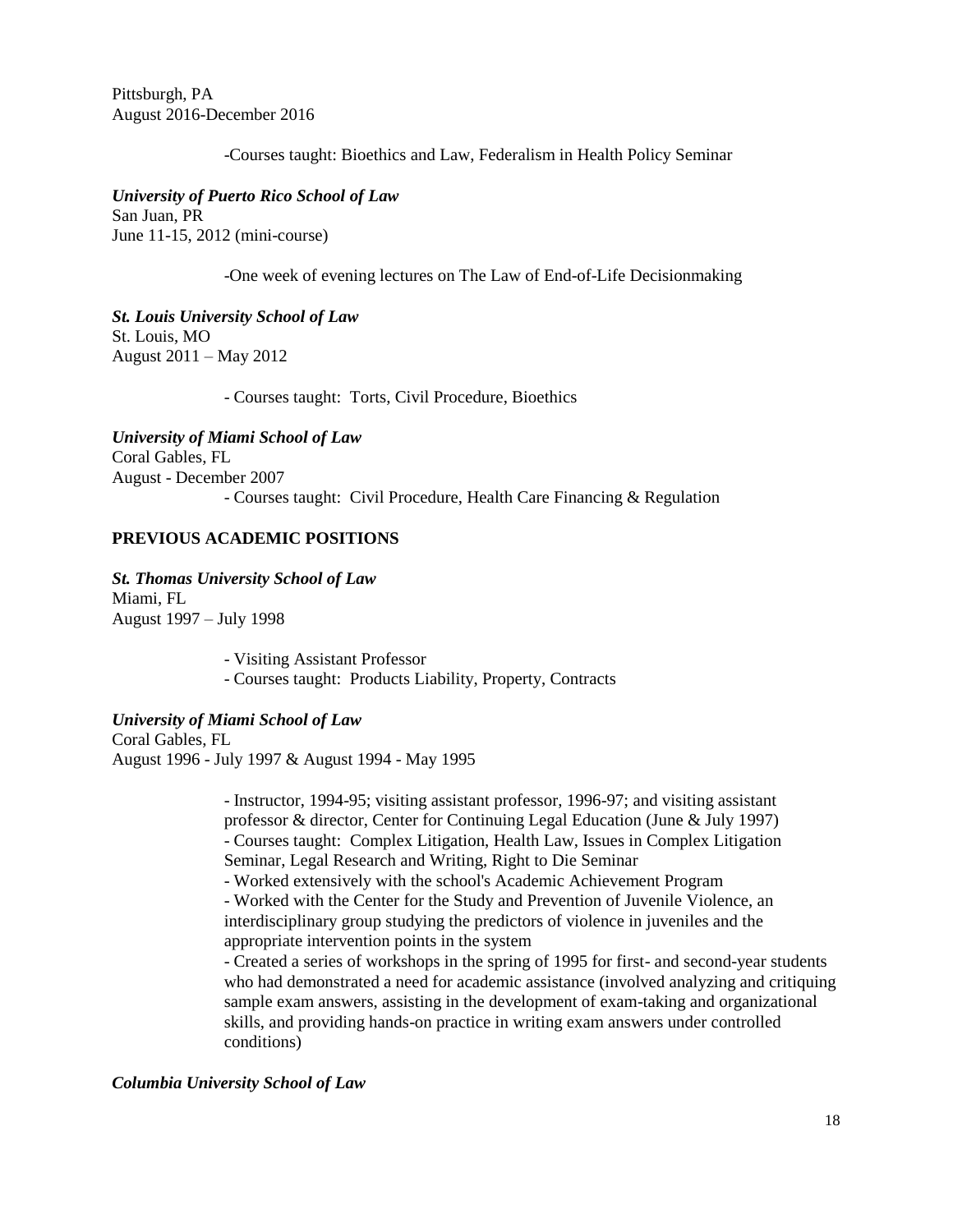Pittsburgh, PA
August 2016-December 2016

-Courses taught: Bioethics and Law, Federalism in Health Policy Seminar

***University of Puerto Rico School of Law***
San Juan, PR
June 11-15, 2012 (mini-course)

-One week of evening lectures on The Law of End-of-Life Decisionmaking

***St. Louis University School of Law***
St. Louis, MO
August 2011 – May 2012

- Courses taught: Torts, Civil Procedure, Bioethics

***University of Miami School of Law***
Coral Gables, FL
August - December 2007

- Courses taught: Civil Procedure, Health Care Financing & Regulation

**PREVIOUS ACADEMIC POSITIONS**

***St. Thomas University School of Law***
Miami, FL
August 1997 – July 1998

- Visiting Assistant Professor
- Courses taught: Products Liability, Property, Contracts

***University of Miami School of Law***
Coral Gables, FL
August 1996 - July 1997 & August 1994 - May 1995

- Instructor, 1994-95; visiting assistant professor, 1996-97; and visiting assistant professor & director, Center for Continuing Legal Education (June & July 1997)
- Courses taught: Complex Litigation, Health Law, Issues in Complex Litigation Seminar, Legal Research and Writing, Right to Die Seminar
- Worked extensively with the school's Academic Achievement Program
- Worked with the Center for the Study and Prevention of Juvenile Violence, an interdisciplinary group studying the predictors of violence in juveniles and the appropriate intervention points in the system
- Created a series of workshops in the spring of 1995 for first- and second-year students who had demonstrated a need for academic assistance (involved analyzing and critiquing sample exam answers, assisting in the development of exam-taking and organizational skills, and providing hands-on practice in writing exam answers under controlled conditions)

***Columbia University School of Law***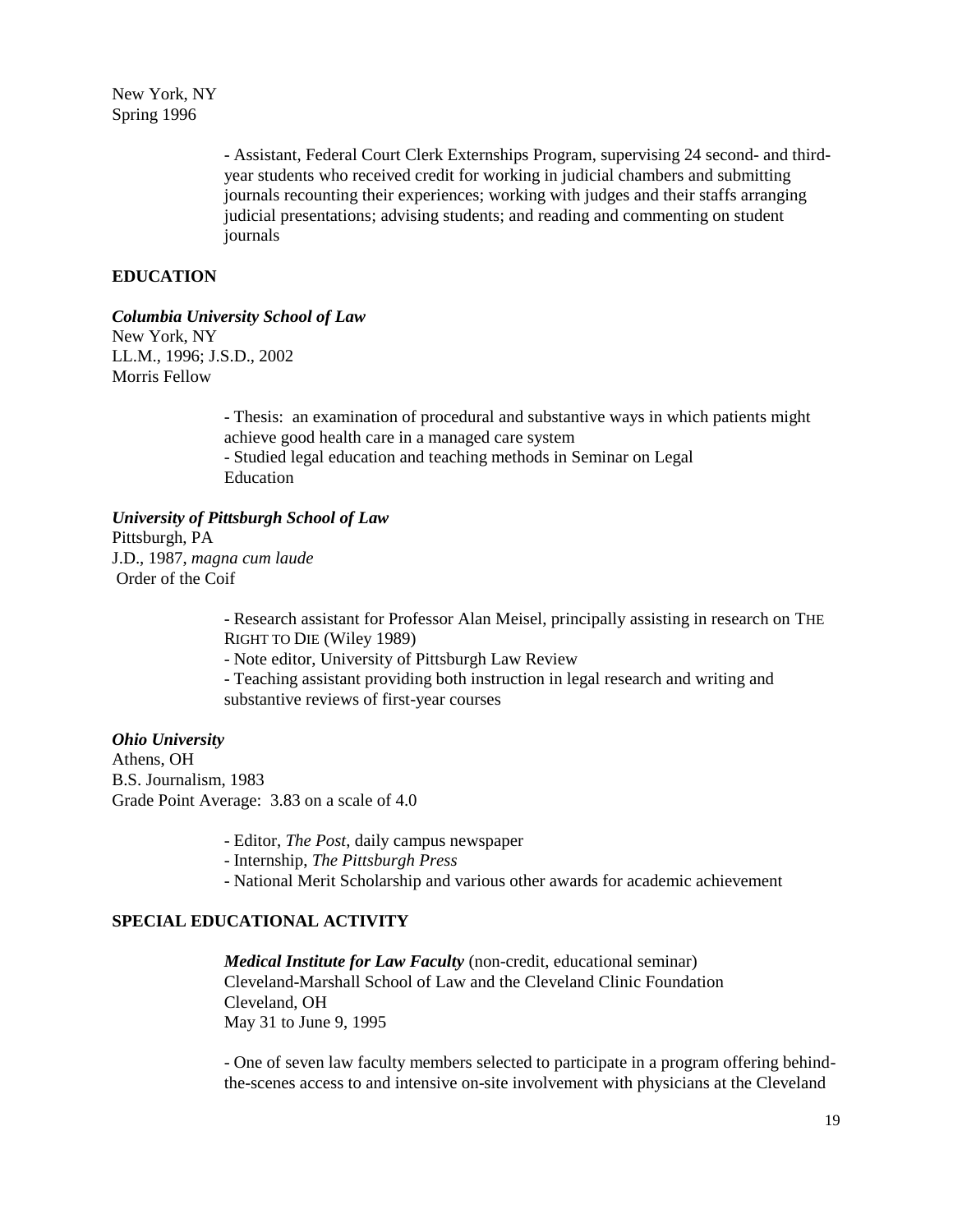New York, NY
Spring 1996

- Assistant, Federal Court Clerk Externships Program, supervising 24 second- and third-year students who received credit for working in judicial chambers and submitting journals recounting their experiences; working with judges and their staffs arranging judicial presentations; advising students; and reading and commenting on student journals

## EDUCATION

***Columbia University School of Law***
New York, NY
LL.M., 1996; J.S.D., 2002
Morris Fellow

- Thesis: an examination of procedural and substantive ways in which patients might achieve good health care in a managed care system
- Studied legal education and teaching methods in Seminar on Legal Education

***University of Pittsburgh School of Law***
Pittsburgh, PA
J.D., 1987, *magna cum laude*
Order of the Coif

- Research assistant for Professor Alan Meisel, principally assisting in research on THE RIGHT TO DIE (Wiley 1989)
- Note editor, University of Pittsburgh Law Review
- Teaching assistant providing both instruction in legal research and writing and substantive reviews of first-year courses

***Ohio University***
Athens, OH
B.S. Journalism, 1983
Grade Point Average: 3.83 on a scale of 4.0

- Editor, *The Post*, daily campus newspaper
- Internship, *The Pittsburgh Press*
- National Merit Scholarship and various other awards for academic achievement

## SPECIAL EDUCATIONAL ACTIVITY

***Medical Institute for Law Faculty*** (non-credit, educational seminar)
Cleveland-Marshall School of Law and the Cleveland Clinic Foundation
Cleveland, OH
May 31 to June 9, 1995

- One of seven law faculty members selected to participate in a program offering behind-the-scenes access to and intensive on-site involvement with physicians at the Cleveland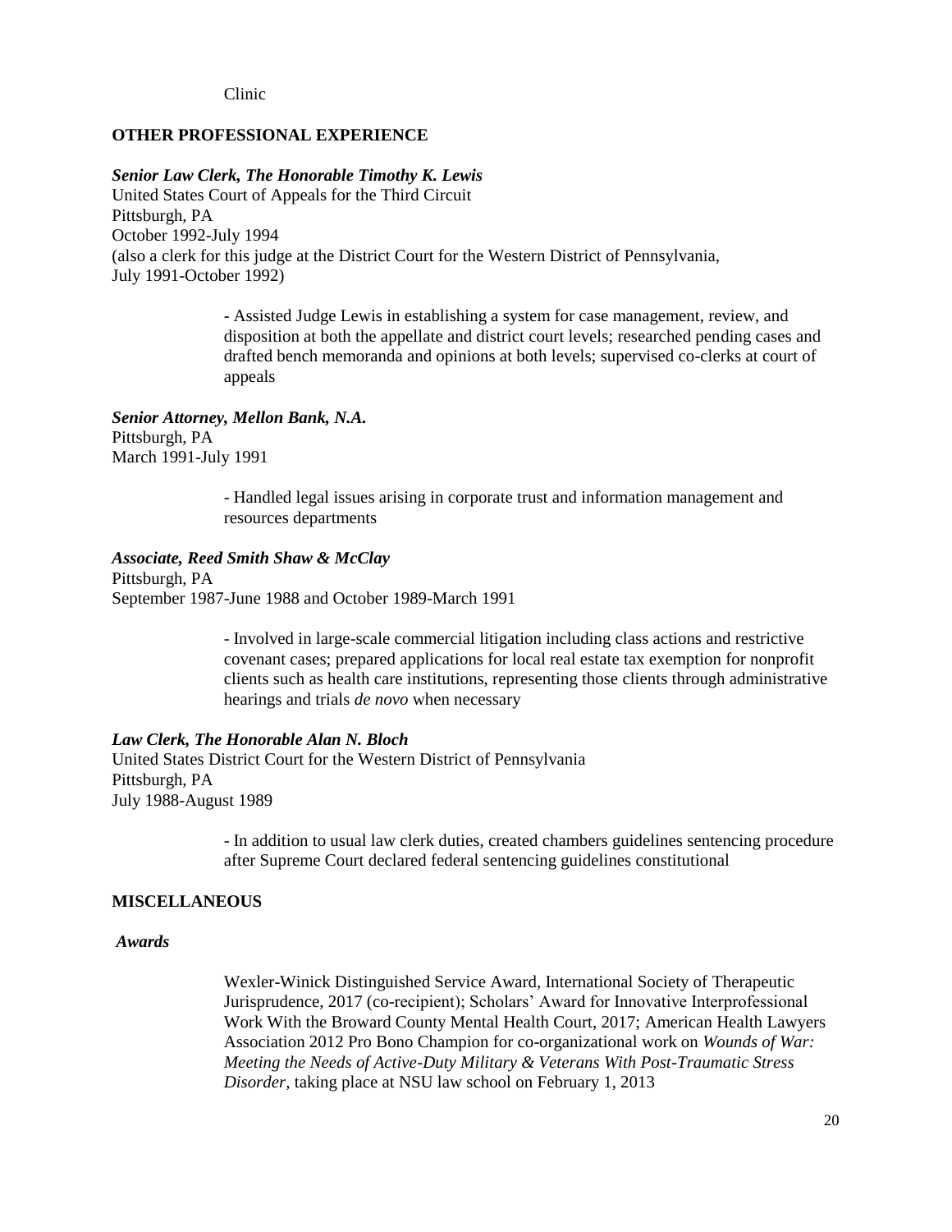Clinic

## OTHER PROFESSIONAL EXPERIENCE

***Senior Law Clerk, The Honorable Timothy K. Lewis***
United States Court of Appeals for the Third Circuit
Pittsburgh, PA
October 1992-July 1994
(also a clerk for this judge at the District Court for the Western District of Pennsylvania, July 1991-October 1992)

- Assisted Judge Lewis in establishing a system for case management, review, and disposition at both the appellate and district court levels; researched pending cases and drafted bench memoranda and opinions at both levels; supervised co-clerks at court of appeals

***Senior Attorney, Mellon Bank, N.A.***
Pittsburgh, PA
March 1991-July 1991

- Handled legal issues arising in corporate trust and information management and resources departments

***Associate, Reed Smith Shaw & McClay***
Pittsburgh, PA
September 1987-June 1988 and October 1989-March 1991

- Involved in large-scale commercial litigation including class actions and restrictive covenant cases; prepared applications for local real estate tax exemption for nonprofit clients such as health care institutions, representing those clients through administrative hearings and trials *de novo* when necessary

***Law Clerk, The Honorable Alan N. Bloch***
United States District Court for the Western District of Pennsylvania
Pittsburgh, PA
July 1988-August 1989

- In addition to usual law clerk duties, created chambers guidelines sentencing procedure after Supreme Court declared federal sentencing guidelines constitutional

## MISCELLANEOUS

***Awards***

Wexler-Winick Distinguished Service Award, International Society of Therapeutic Jurisprudence, 2017 (co-recipient); Scholars' Award for Innovative Interprofessional Work With the Broward County Mental Health Court, 2017; American Health Lawyers Association 2012 Pro Bono Champion for co-organizational work on *Wounds of War: Meeting the Needs of Active-Duty Military & Veterans With Post-Traumatic Stress Disorder*, taking place at NSU law school on February 1, 2013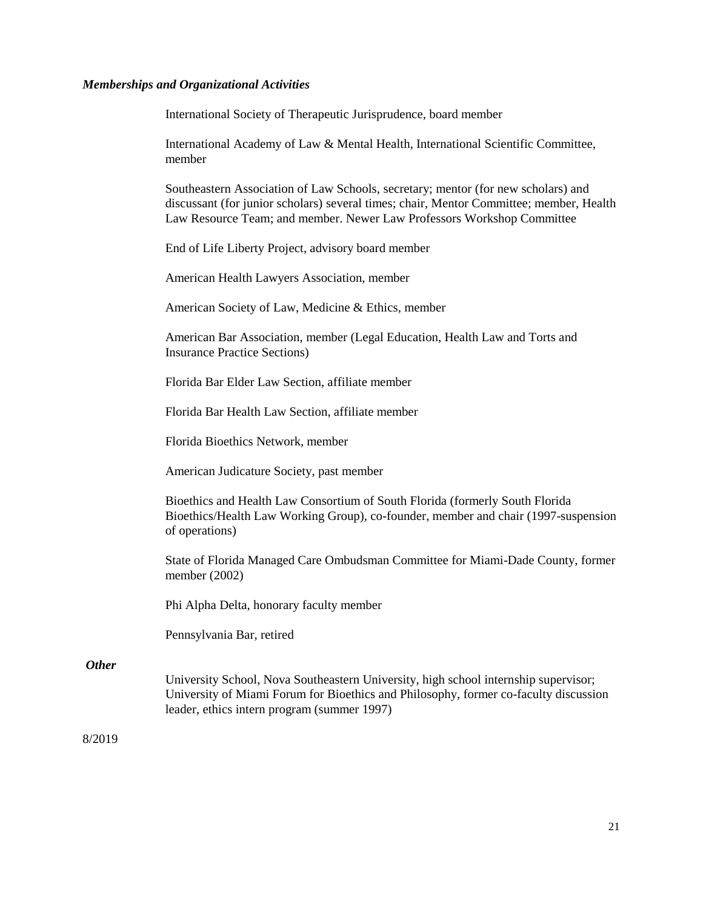***Memberships and Organizational Activities***

International Society of Therapeutic Jurisprudence, board member

International Academy of Law & Mental Health, International Scientific Committee, member

Southeastern Association of Law Schools, secretary; mentor (for new scholars) and discussant (for junior scholars) several times; chair, Mentor Committee; member, Health Law Resource Team; and member. Newer Law Professors Workshop Committee

End of Life Liberty Project, advisory board member

American Health Lawyers Association, member

American Society of Law, Medicine & Ethics, member

American Bar Association, member (Legal Education, Health Law and Torts and Insurance Practice Sections)

Florida Bar Elder Law Section, affiliate member

Florida Bar Health Law Section, affiliate member

Florida Bioethics Network, member

American Judicature Society, past member

Bioethics and Health Law Consortium of South Florida (formerly South Florida Bioethics/Health Law Working Group), co-founder, member and chair (1997-suspension of operations)

State of Florida Managed Care Ombudsman Committee for Miami-Dade County, former member (2002)

Phi Alpha Delta, honorary faculty member

Pennsylvania Bar, retired

***Other***

University School, Nova Southeastern University, high school internship supervisor; University of Miami Forum for Bioethics and Philosophy, former co-faculty discussion leader, ethics intern program (summer 1997)

8/2019